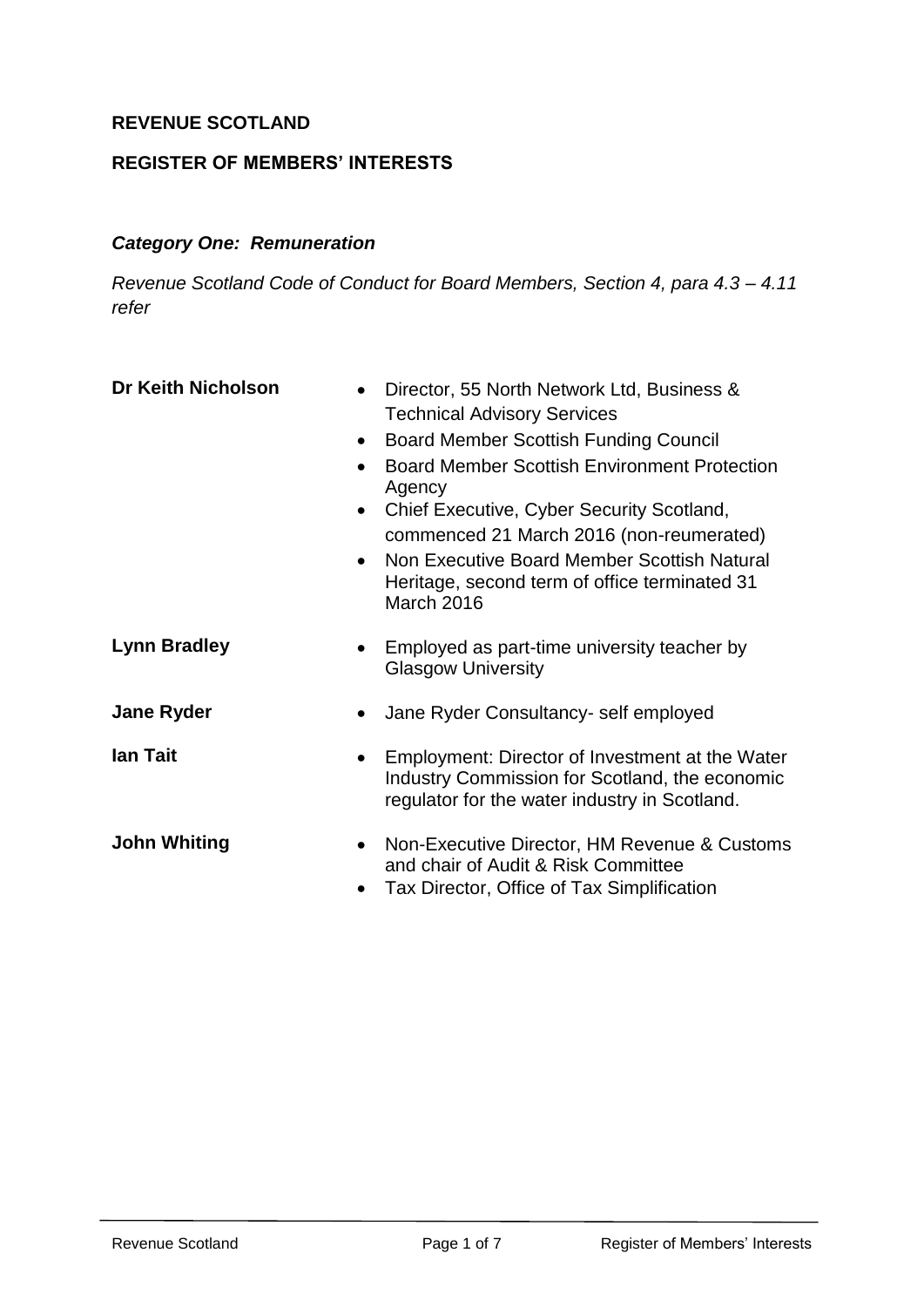**REVENUE SCOTLAND**

**REGISTER OF MEMBERS' INTERESTS**

***Category One: Remuneration***

*Revenue Scotland Code of Conduct for Board Members, Section 4, para 4.3 – 4.11 refer*

**Dr Keith Nicholson**

- Director, 55 North Network Ltd, Business & Technical Advisory Services
- Board Member Scottish Funding Council
- Board Member Scottish Environment Protection Agency
- Chief Executive, Cyber Security Scotland, commenced 21 March 2016 (non-reumerated)
- Non Executive Board Member Scottish Natural Heritage, second term of office terminated 31 March 2016

**Lynn Bradley**

- Employed as part-time university teacher by Glasgow University

**Jane Ryder**

- Jane Ryder Consultancy- self employed

**Ian Tait**

- Employment: Director of Investment at the Water Industry Commission for Scotland, the economic regulator for the water industry in Scotland.

**John Whiting**

- Non-Executive Director, HM Revenue & Customs and chair of Audit & Risk Committee
- Tax Director, Office of Tax Simplification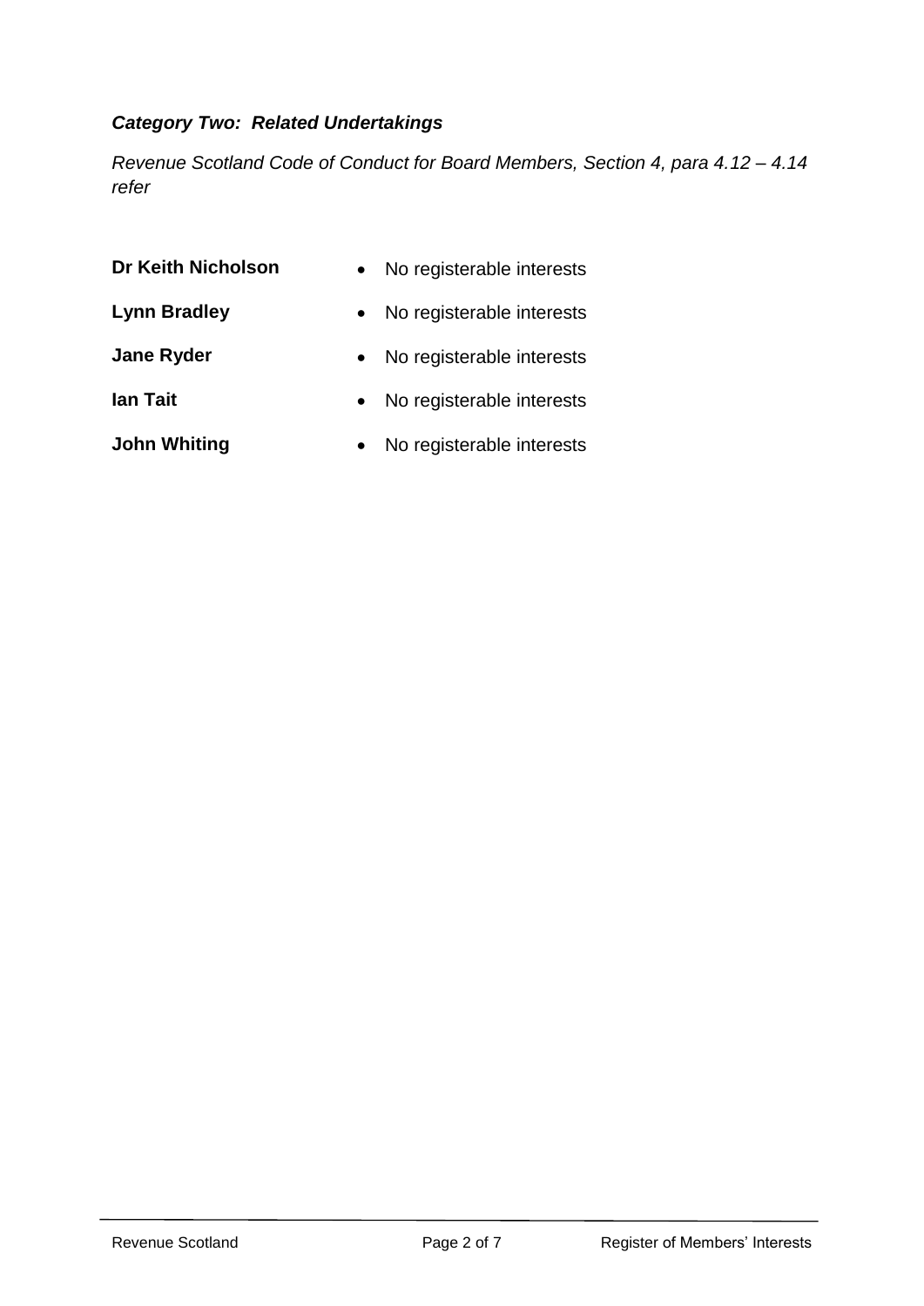***Category Two: Related Undertakings***

*Revenue Scotland Code of Conduct for Board Members, Section 4, para 4.12 – 4.14 refer*

**Dr Keith Nicholson**
- No registerable interests

**Lynn Bradley**
- No registerable interests

**Jane Ryder**
- No registerable interests

**Ian Tait**
- No registerable interests

**John Whiting**
- No registerable interests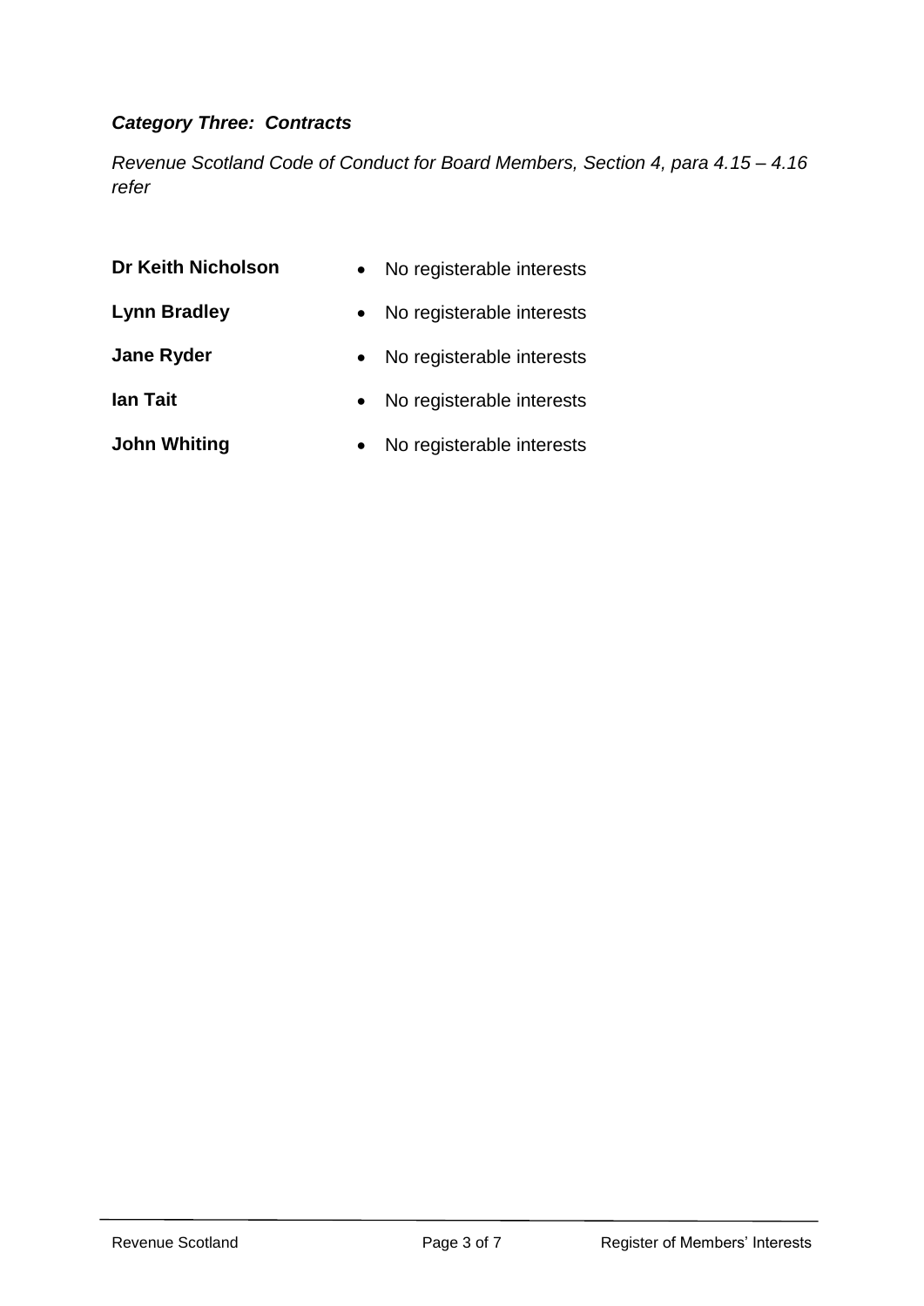### *Category Three: Contracts*

*Revenue Scotland Code of Conduct for Board Members, Section 4, para 4.15 – 4.16 refer*

**Dr Keith Nicholson**
- No registerable interests

**Lynn Bradley**
- No registerable interests

**Jane Ryder**
- No registerable interests

**Ian Tait**
- No registerable interests

**John Whiting**
- No registerable interests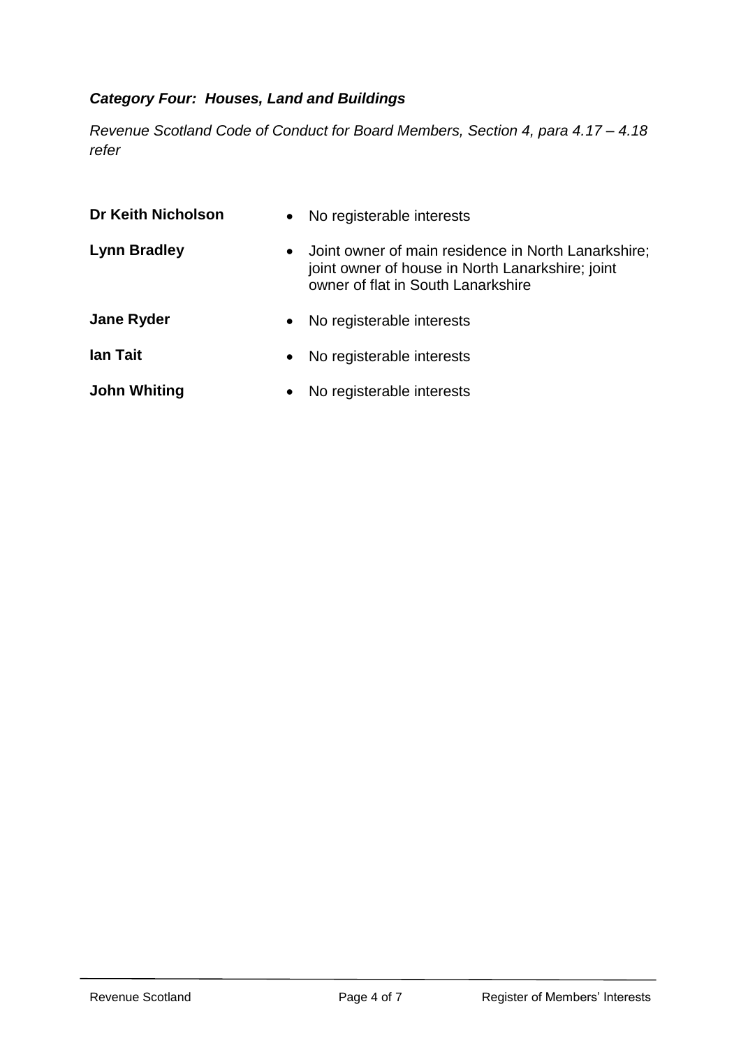***Category Four: Houses, Land and Buildings***

*Revenue Scotland Code of Conduct for Board Members, Section 4, para 4.17 – 4.18 refer*

**Dr Keith Nicholson**
- No registerable interests

**Lynn Bradley**
- Joint owner of main residence in North Lanarkshire; joint owner of house in North Lanarkshire; joint owner of flat in South Lanarkshire

**Jane Ryder**
- No registerable interests

**Ian Tait**
- No registerable interests

**John Whiting**
- No registerable interests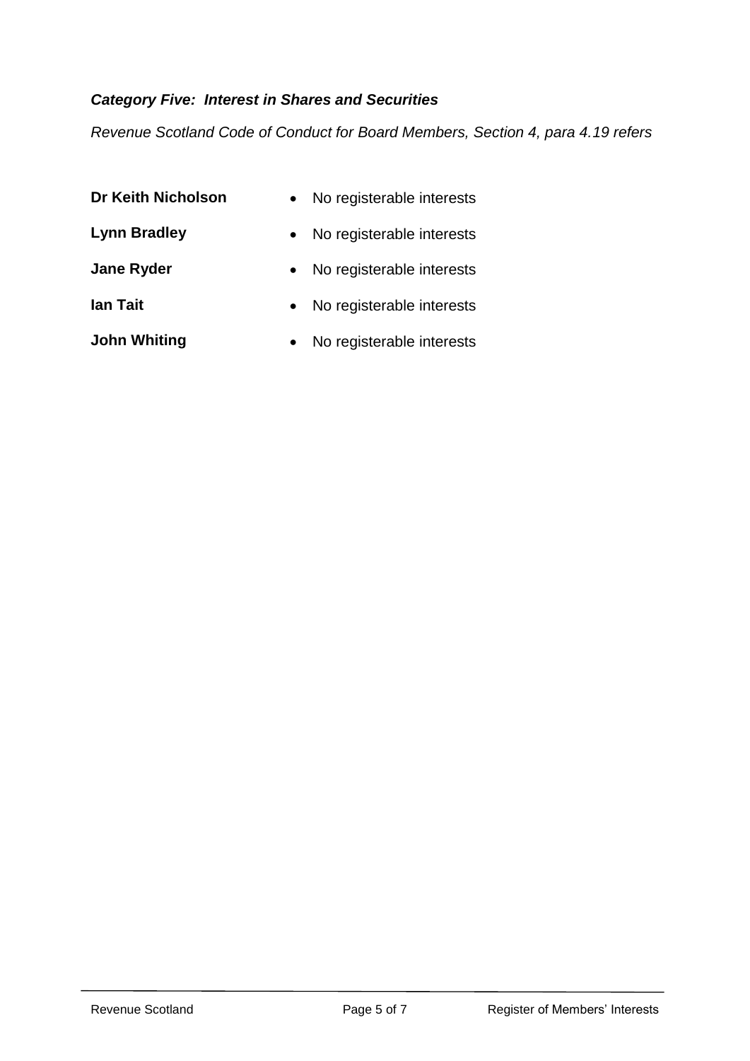***Category Five: Interest in Shares and Securities***

*Revenue Scotland Code of Conduct for Board Members, Section 4, para 4.19 refers*

**Dr Keith Nicholson**
- No registerable interests

**Lynn Bradley**
- No registerable interests

**Jane Ryder**
- No registerable interests

**Ian Tait**
- No registerable interests

**John Whiting**
- No registerable interests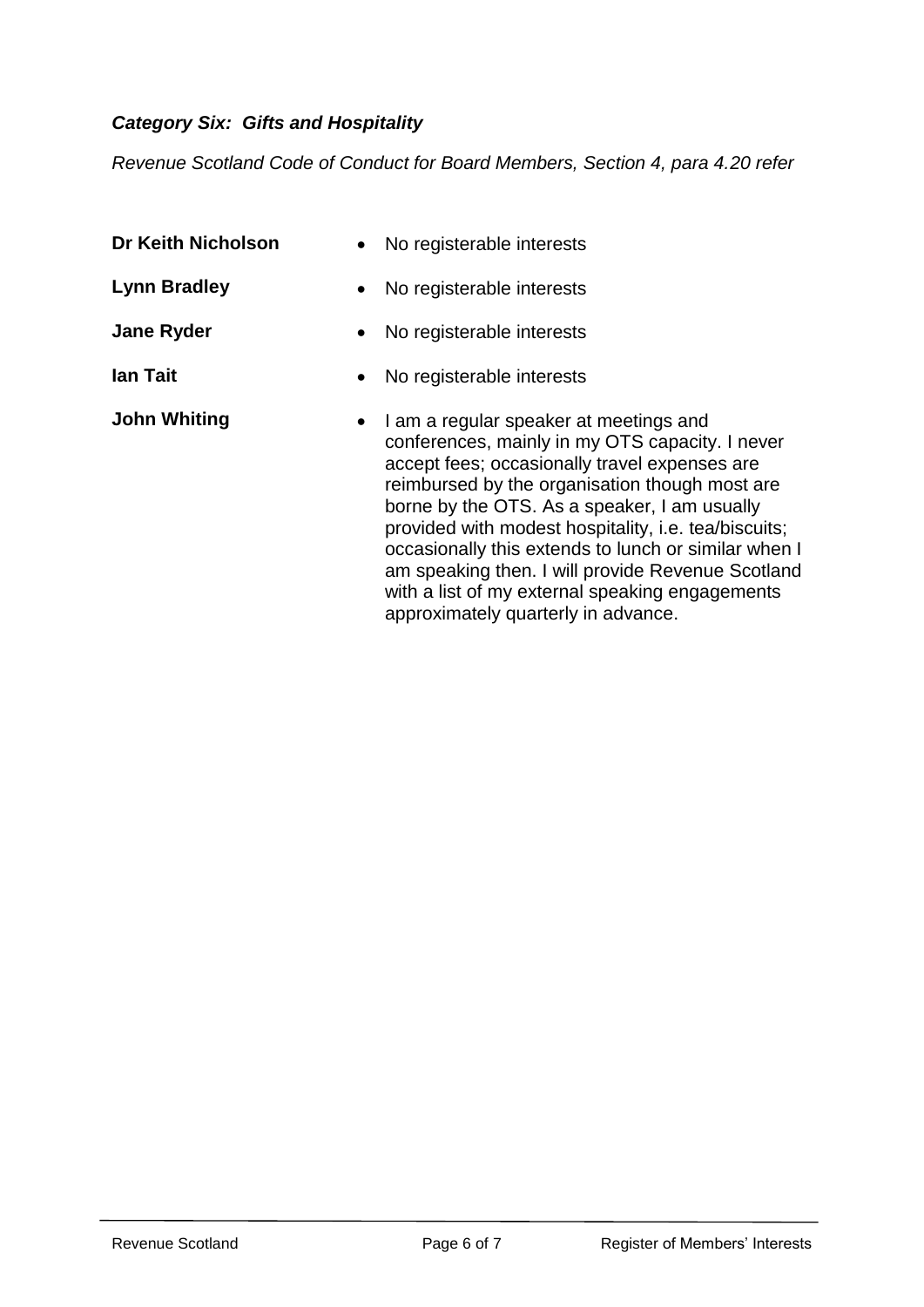***Category Six: Gifts and Hospitality***

*Revenue Scotland Code of Conduct for Board Members, Section 4, para 4.20 refer*

**Dr Keith Nicholson**
- No registerable interests

**Lynn Bradley**
- No registerable interests

**Jane Ryder**
- No registerable interests

**Ian Tait**
- No registerable interests

**John Whiting**
- I am a regular speaker at meetings and conferences, mainly in my OTS capacity. I never accept fees; occasionally travel expenses are reimbursed by the organisation though most are borne by the OTS. As a speaker, I am usually provided with modest hospitality, i.e. tea/biscuits; occasionally this extends to lunch or similar when I am speaking then. I will provide Revenue Scotland with a list of my external speaking engagements approximately quarterly in advance.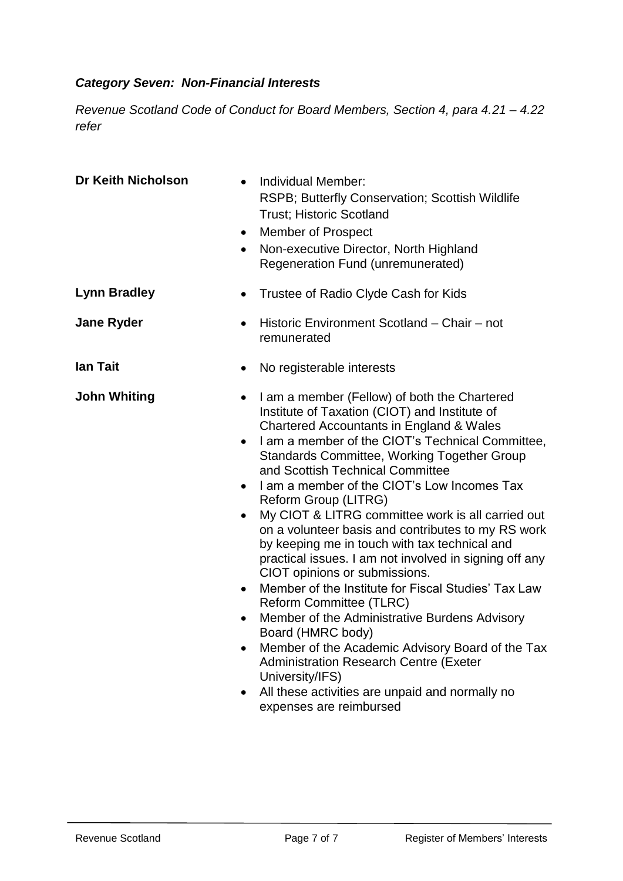### *Category Seven: Non-Financial Interests*

*Revenue Scotland Code of Conduct for Board Members, Section 4, para 4.21 – 4.22 refer*

**Dr Keith Nicholson**

- Individual Member: RSPB; Butterfly Conservation; Scottish Wildlife Trust; Historic Scotland
- Member of Prospect
- Non-executive Director, North Highland Regeneration Fund (unremunerated)

**Lynn Bradley**

- Trustee of Radio Clyde Cash for Kids

**Jane Ryder**

- Historic Environment Scotland – Chair – not remunerated

**Ian Tait**

- No registerable interests

**John Whiting**

- I am a member (Fellow) of both the Chartered Institute of Taxation (CIOT) and Institute of Chartered Accountants in England & Wales
- I am a member of the CIOT's Technical Committee, Standards Committee, Working Together Group and Scottish Technical Committee
- I am a member of the CIOT's Low Incomes Tax Reform Group (LITRG)
- My CIOT & LITRG committee work is all carried out on a volunteer basis and contributes to my RS work by keeping me in touch with tax technical and practical issues. I am not involved in signing off any CIOT opinions or submissions.
- Member of the Institute for Fiscal Studies' Tax Law Reform Committee (TLRC)
- Member of the Administrative Burdens Advisory Board (HMRC body)
- Member of the Academic Advisory Board of the Tax Administration Research Centre (Exeter University/IFS)
- All these activities are unpaid and normally no expenses are reimbursed